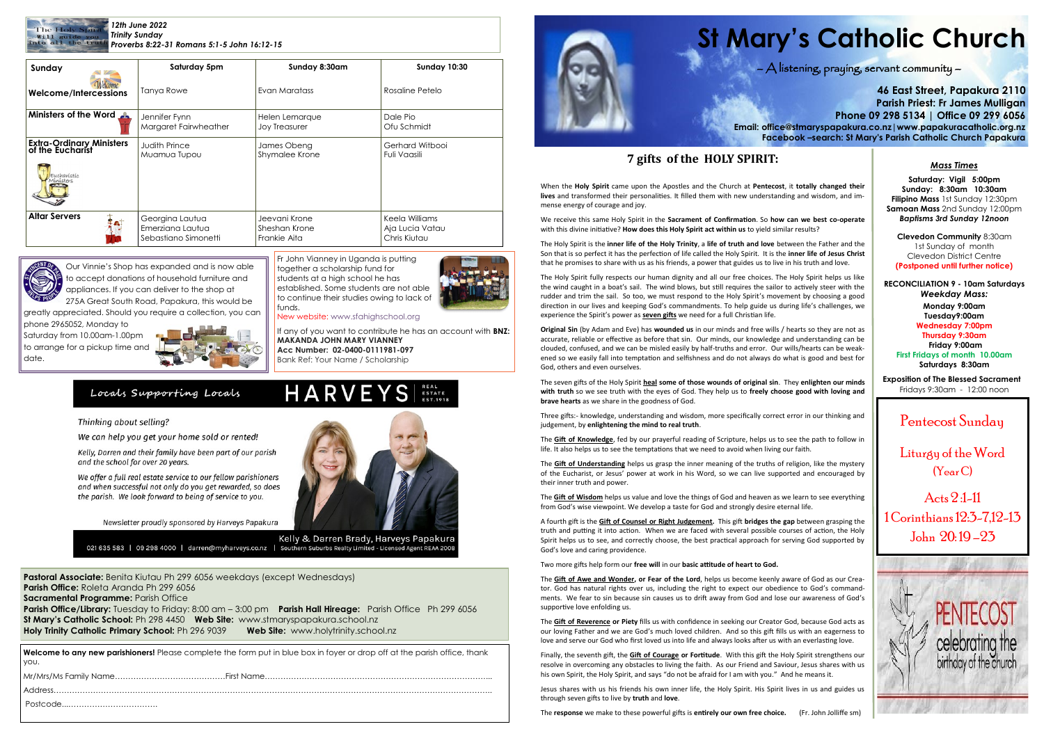12th June 2022
*Trinity Sunday*
*Proverbs 8:22-31 Romans 5:1-5 John 16:12-15*

| Sunday | Saturday 5pm | Sunday 8:30am | Sunday 10:30 |
|---|---|---|---|
| Welcome/Intercessions | Tanya Rowe | Evan Maratass | Rosaline Petelo |
| Ministers of the Word | Jennifer Fynn<br>Margaret Fairwheather | Helen Lemarque<br>Joy Treasurer | Dale Pio<br>Ofu Schmidt |
| Extra-Ordinary Ministers of the Eucharist | Judith Prince<br>Muamua Tupou | James Obeng<br>Shymalee Krone | Gerhard Witbooi<br>Fuli Vaasili |
| Altar Servers | Georgina Lautua<br>Emerziana Lautua<br>Sebastiano Simonetti | Jeevani Krone<br>Sheshan Krone<br>Frankie Aita | Keela Williams<br>Aja Lucia Vatau<br>Chris Kiutau |

Our Vinnie's Shop has expanded and is now able to accept donations of household furniture and appliances. If you can deliver to the shop at 275A Great South Road, Papakura, this would be greatly appreciated. Should you require a collection, you can phone 2965052, Monday to Saturday from 10.00am-1.00pm to arrange for a pickup time and date.

Fr John Vianney in Uganda is putting together a scholarship fund for students at a high school he has established. Some students are not able to continue their studies owing to lack of funds.
New website: www.sfahighschool.org

If any of you want to contribute he has an account with **BNZ: MAKANDA JOHN MARY VIANNEY**
**Acc Number: 02-0400-0111981-097**
Bank Ref: Your Name / Scholarship

*Locals Supporting Locals* — HARVEYS REAL ESTATE EST.1918

*Thinking about selling?*

*We can help you get your home sold or rented!*

*Kelly, Darren and their family have been part of our parish and the school for over 20 years.*

*We offer a full real estate service to our fellow parishioners and when successful not only do you get rewarded, so does the parish. We look forward to being of service to you.*

*Newsletter proudly sponsored by Harveys Papakura*

Kelly & Darren Brady, Harveys Papakura
021 635 583 | 09 298 4000 | darren@myharveys.co.nz | Southern Suburbs Realty Limited - Licensed Agent REAA 2008

**Pastoral Associate:** Benita Kiutau Ph 299 6056 weekdays (except Wednesdays)
**Parish Office:** Roleta Aranda Ph 299 6056
**Sacramental Programme:** Parish Office
**Parish Office/Library:** Tuesday to Friday: 8:00 am – 3:00 pm **Parish Hall Hireage:** Parish Office Ph 299 6056
**St Mary's Catholic School:** Ph 298 4450 **Web Site:** www.stmaryspapakura.school.nz
**Holy Trinity Catholic Primary School:** Ph 296 9039 **Web Site:** www.holytrinity.school.nz

**Welcome to any new parishioners!** Please complete the form put in blue box in foyer or drop off at the parish office, thank you.

Mr/Mrs/Ms Family Name…………………………………….First Name……………………………………………………………………………..

Address………………………………………………………………………………………………………………………………………………………

Postcode..……………………………..

# St Mary's Catholic Church

*– A listening, praying, servant community –*

**46 East Street, Papakura 2110**
**Parish Priest: Fr James Mulligan**
**Phone 09 298 5134 | Office 09 299 6056**
**Email: office@stmaryspapakura.co.nz | www.papakuracatholic.org.nz**
**Facebook –search: St Mary's Parish Catholic Church Papakura**

## 7 gifts of the HOLY SPIRIT:

When the **Holy Spirit** came upon the Apostles and the Church at **Pentecost**, it **totally changed their lives** and transformed their personalities. It filled them with new understanding and wisdom, and immense energy of courage and joy.

We receive this same Holy Spirit in the **Sacrament of Confirmation**. So **how can we best co-operate** with this divine initiative? **How does this Holy Spirit act within us** to yield similar results?

The Holy Spirit is the **inner life of the Holy Trinity**, a **life of truth and love** between the Father and the Son that is so perfect it has the perfection of life called the Holy Spirit. It is the **inner life of Jesus Christ** that he promises to share with us as his friends, a power that guides us to live in his truth and love.

The Holy Spirit fully respects our human dignity and all our free choices. The Holy Spirit helps us like the wind caught in a boat's sail. The wind blows, but still requires the sailor to actively steer with the rudder and trim the sail. So too, we must respond to the Holy Spirit's movement by choosing a good direction in our lives and keeping God's commandments. To help guide us during life's challenges, we experience the Spirit's power as **seven gifts** we need for a full Christian life.

**Original Sin** (by Adam and Eve) has **wounded us** in our minds and free wills / hearts so they are not as accurate, reliable or effective as before that sin. Our minds, our knowledge and understanding can be clouded, confused, and we can be misled easily by half-truths and error. Our wills/hearts can be weakened so we easily fall into temptation and selfishness and do not always do what is good and best for God, others and even ourselves.

The seven gifts of the Holy Spirit **heal some of those wounds of original sin**. They **enlighten our minds with truth** so we see truth with the eyes of God. They help us to **freely choose good with loving and brave hearts** as we share in the goodness of God.

Three gifts:- knowledge, understanding and wisdom, more specifically correct error in our thinking and judgement, by **enlightening the mind to real truth**.

The **Gift of Knowledge**, fed by our prayerful reading of Scripture, helps us to see the path to follow in life. It also helps us to see the temptations that we need to avoid when living our faith.

The **Gift of Understanding** helps us grasp the inner meaning of the truths of religion, like the mystery of the Eucharist, or Jesus' power at work in his Word, so we can live supported and encouraged by their inner truth and power.

The **Gift of Wisdom** helps us value and love the things of God and heaven as we learn to see everything from God's wise viewpoint. We develop a taste for God and strongly desire eternal life.

A fourth gift is the **Gift of Counsel or Right Judgement.** This gift **bridges the gap** between grasping the truth and putting it into action. When we are faced with several possible courses of action, the Holy Spirit helps us to see, and correctly choose, the best practical approach for serving God supported by God's love and caring providence.

Two more gifts help form our **free will** in our **basic attitude of heart to God.**

The **Gift of Awe and Wonder, or Fear of the Lord**, helps us become keenly aware of God as our Creator. God has natural rights over us, including the right to expect our obedience to God's commandments. We fear to sin because sin causes us to drift away from God and lose our awareness of God's supportive love enfolding us.

The **Gift of Reverence or Piety** fills us with confidence in seeking our Creator God, because God acts as our loving Father and we are God's much loved children. And so this gift fills us with an eagerness to love and serve our God who first loved us into life and always looks after us with an everlasting love.

Finally, the seventh gift, the **Gift of Courage or Fortitude**. With this gift the Holy Spirit strengthens our resolve in overcoming any obstacles to living the faith. As our Friend and Saviour, Jesus shares with us his own Spirit, the Holy Spirit, and says "do not be afraid for I am with you." And he means it.

Jesus shares with us his friends his own inner life, the Holy Spirit. His Spirit lives in us and guides us through seven gifts to live by **truth** and **love**.

The **response** we make to these powerful gifts is **entirely our own free choice.** (Fr. John Jolliffe sm)

### *Mass Times*

**Saturday: Vigil 5:00pm**
**Sunday: 8:30am 10:30am**
**Filipino Mass** 1st Sunday 12:30pm
**Samoan Mass** 2nd Sunday 12:00pm
***Baptisms 3rd Sunday 12noon***

**Clevedon Community** 8:30am
1st Sunday of month
Clevedon District Centre
**(Postponed until further notice)**

**RECONCILIATION 9 - 10am Saturdays**
***Weekday Mass:***
**Monday 9:00am**
**Tuesday9:00am**
**Wednesday 7:00pm**
**Thursday 9:30am**
**Friday 9:00am**
**First Fridays of month 10.00am**
**Saturdays 8:30am**

**Exposition of The Blessed Sacrament**
Fridays 9:30am - 12:00 noon

Pentecost Sunday

Liturgy of the Word (Year C)

Acts 2:1-11
1 Corinthians 12:3-7,12-13
John 20:19 –23

PENTECOST celebrating the birthday of the church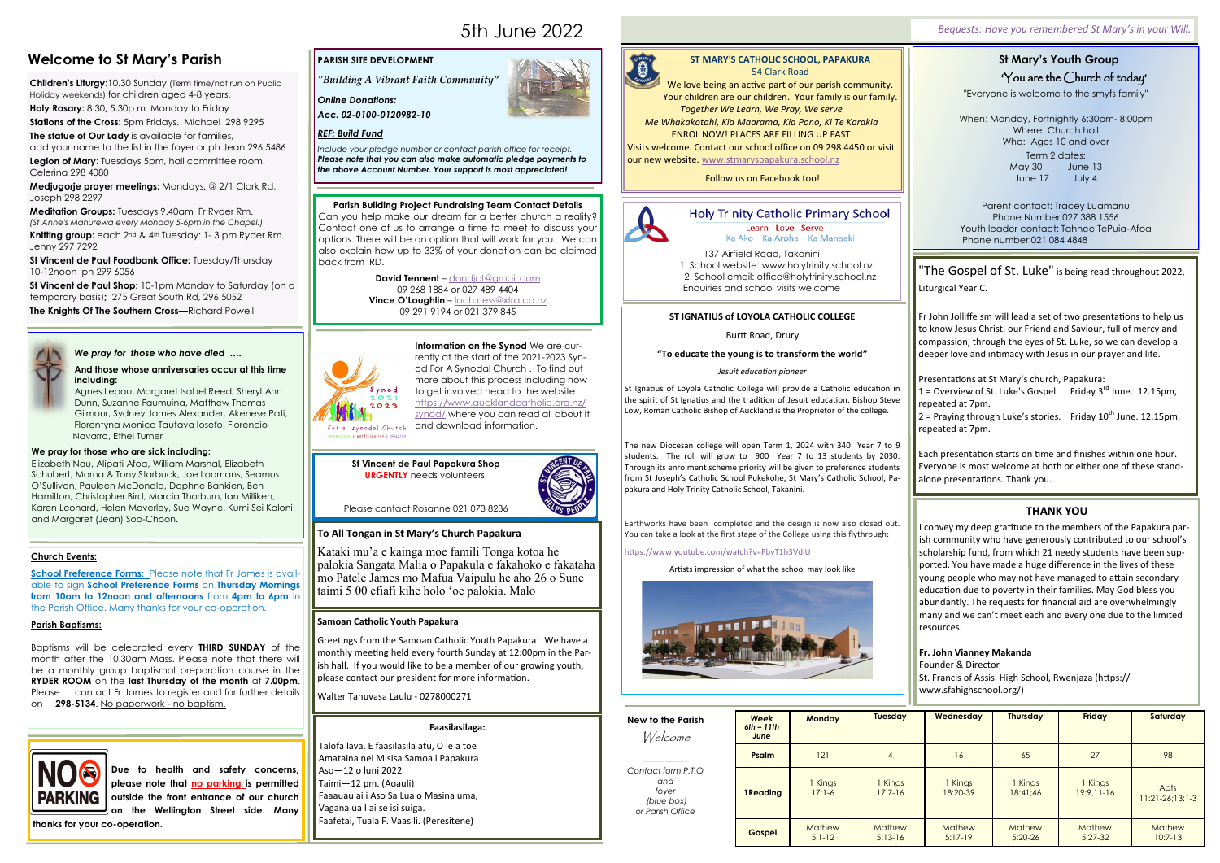5th June 2022

*Bequests: Have you remembered St Mary's in your Will.*

## Welcome to St Mary's Parish

**Children's Liturgy:** 10.30 Sunday (Term time/not run on Public Holiday weekends) for children aged 4-8 years.
**Holy Rosary:** 8:30, 5:30p.m. Monday to Friday
**Stations of the Cross:** 5pm Fridays. Michael 298 9295
**The statue of Our Lady** is available for families, add your name to the list in the foyer or ph Jean 296 5486
**Legion of Mary**: Tuesdays 5pm, hall committee room. Celerina 298 4080
**Medjugorje prayer meetings:** Mondays, @ 2/1 Clark Rd, Joseph 298 2297
**Meditation Groups:** Tuesdays 9.40am Fr Ryder Rm. *(St Anne's Manurewa every Monday 5-6pm in the Chapel.)*
**Knitting group:** each 2nd & 4th Tuesday: 1- 3 pm Ryder Rm. Jenny 297 7292
**St Vincent de Paul Foodbank Office:** Tuesday/Thursday 10-12noon ph 299 6056
**St Vincent de Paul Shop:** 10-1pm Monday to Saturday (on a temporary basis); 275 Great South Rd, 296 5052
**The Knights Of The Southern Cross—**Richard Powell

*We pray for those who have died ….*

**And those whose anniversaries occur at this time including:**
Agnes Lepou, Margaret Isabel Reed, Sheryl Ann Dunn, Suzanne Faumuina, Matthew Thomas Gilmour, Sydney James Alexander, Akenese Pati, Florentyna Monica Tautava Iosefo, Florencio Navarro, Ethel Turner

**We pray for those who are sick including:**
Elizabeth Nau, Alipati Afoa, William Marshal, Elizabeth Schubert, Marna & Tony Starbuck, Joe Loomans, Seamus O'Sullivan, Pauleen McDonald, Daphne Bankien, Ben Hamilton, Christopher Bird, Marcia Thorburn, Ian Milliken, Karen Leonard, Helen Moverley, Sue Wayne, Kumi Sei Kaloni and Margaret (Jean) Soo-Choon.

**Church Events:**

School Preference Forms: Please note that Fr James is available to sign **School Preference Forms** on **Thursday Mornings from 10am to 12noon and afternoons** from **4pm to 6pm** in the Parish Office. Many thanks for your co-operation.

**Parish Baptisms:**

Baptisms will be celebrated every **THIRD SUNDAY** of the month after the 10.30am Mass. Please note that there will be a monthly group baptismal preparation course in the **RYDER ROOM** on the **last Thursday of the month** at **7.00pm**. Please contact Fr James to register and for further details on **298-5134**. No paperwork - no baptism.

NO PARKING

**Due to health and safety concerns, please note that no parking is permitted outside the front entrance of our church on the Wellington Street side. Many thanks for your co-operation.**

**PARISH SITE DEVELOPMENT**

*"Building A Vibrant Faith Community"*

***Online Donations:***

***Acc. 02-0100-0120982-10***

***REF: Build Fund***

*Include your pledge number or contact parish office for receipt.* ***Please note that you can also make automatic pledge payments to the above Account Number. Your support is most appreciated!***

**Parish Building Project Fundraising Team Contact Details**
Can you help make our dream for a better church a reality? Contact one of us to arrange a time to meet to discuss your options. There will be an option that will work for you. We can also explain how up to 33% of your donation can be claimed back from IRD.

**David Tennent** – dandjct@gmail.com
09 268 1884 or 027 489 4404
**Vince O'Loughlin** – loch.ness@xtra.co.nz
09 291 9194 or 021 379 845

**Information on the Synod** We are currently at the start of the 2021-2023 Synod For A Synodal Church. To find out more about this process including how to get involved head to the website https://www.aucklandcatholic.org.nz/synod/ where you can read all about it and download information.

**St Vincent de Paul Papakura Shop**
**URGENTLY** needs volunteers.

Please contact Rosanne 021 073 8236

### To All Tongan in St Mary's Church Papakura

Kataki mu'a e kainga moe famili Tonga kotoa he palokia Sangata Malia o Papakula e fakahoko e fakataha mo Patele James mo Mafua Vaipulu he aho 26 o Sune taimi 5 00 efiafi kihe holo 'oe palokia. Malo

### Samoan Catholic Youth Papakura

Greetings from the Samoan Catholic Youth Papakura! We have a monthly meeting held every fourth Sunday at 12:00pm in the Parish hall. If you would like to be a member of our growing youth, please contact our president for more information.

Walter Tanuvasa Laulu - 0278000271

**Faasilasilaga:**

Talofa lava. E faasilasila atu, O le a toe Amataina nei Misisa Samoa i Papakura
Aso—12 o luni 2022
Taimi—12 pm. (Aoauli)
Faaauau ai i Aso Sa Lua o Masina uma,
Vagana ua I ai se isi suiga.
Faafetai, Tuala F. Vaasili. (Peresitene)

**ST MARY'S CATHOLIC SCHOOL, PAPAKURA**
54 Clark Road
We love being an active part of our parish community.
Your children are our children. Your family is our family.
*Together We Learn, We Pray, We serve*
*Me Whakakotahi, Ki Maarama, Ki Pono, Ki Te Karakia*
ENROL NOW! PLACES ARE FILLING UP FAST!
Visits welcome. Contact our school office on 09 298 4450 or visit our new website. www.stmaryspapakura.school.nz
Follow us on Facebook too!

**Holy Trinity Catholic Primary School**
Learn Love Serve
Ka Ako Ka Aroha Ka Manaaki
137 Airfield Road, Takanini
1. School website: www.holytrinity.school.nz
2. School email: office@holytrinity.school.nz
Enquiries and school visits welcome

**ST IGNATIUS of LOYOLA CATHOLIC COLLEGE**

Burtt Road, Drury

**"To educate the young is to transform the world"**

*Jesuit education pioneer*

St Ignatius of Loyola Catholic College will provide a Catholic education in the spirit of St Ignatius and the tradition of Jesuit education. Bishop Steve Low, Roman Catholic Bishop of Auckland is the Proprietor of the college.

The new Diocesan college will open Term 1, 2024 with 340 Year 7 to 9 students. The roll will grow to 900 Year 7 to 13 students by 2030. Through its enrolment scheme priority will be given to preference students from St Joseph's Catholic School Pukekohe, St Mary's Catholic School, Papakura and Holy Trinity Catholic School, Takanini.

Earthworks have been completed and the design is now also closed out. You can take a look at the first stage of the College using this flythrough:

https://www.youtube.com/watch?v=PbvT1h3VdlU

Artists impression of what the school may look like

**St Mary's Youth Group**
'You are the Church of today'
"Everyone is welcome to the smyfs family"

When: Monday, Fortnightly 6:30pm- 8:00pm
Where: Church hall
Who: Ages 10 and over
Term 2 dates:
May 30 June 13
June 17 July 4

Parent contact: Tracey Luamanu
Phone Number:027 388 1556
Youth leader contact: Tahnee TePuia-Afoa
Phone number:021 084 4848

"The Gospel of St. Luke" is being read throughout 2022, Liturgical Year C.

Fr John Jolliffe sm will lead a set of two presentations to help us to know Jesus Christ, our Friend and Saviour, full of mercy and compassion, through the eyes of St. Luke, so we can develop a deeper love and intimacy with Jesus in our prayer and life.

Presentations at St Mary's church, Papakura:
1 = Overview of St. Luke's Gospel. Friday 3rd June. 12.15pm, repeated at 7pm.
2 = Praying through Luke's stories. Friday 10th June. 12.15pm, repeated at 7pm.

Each presentation starts on time and finishes within one hour. Everyone is most welcome at both or either one of these stand-alone presentations. Thank you.

### THANK YOU

I convey my deep gratitude to the members of the Papakura parish community who have generously contributed to our school's scholarship fund, from which 21 needy students have been supported. You have made a huge difference in the lives of these young people who may not have managed to attain secondary education due to poverty in their families. May God bless you abundantly. The requests for financial aid are overwhelmingly many and we can't meet each and every one due to the limited resources.

**Fr. John Vianney Makanda**
Founder & Director
St. Francis of Assisi High School, Rwenjaza (https://www.sfahighschool.org/)

**New to the Parish**
*Welcome*

*Contact form P.T.O and foyer (blue box) or Parish Office*

| Week 6th – 11th June | Monday | Tuesday | Wednesday | Thursday | Friday | Saturday |
|---|---|---|---|---|---|---|
| Psalm | 121 | 4 | 16 | 65 | 27 | 98 |
| 1Reading | 1 Kings 17:1-6 | 1 Kings 17:7-16 | 1 Kings 18:20-39 | 1 Kings 18:41-46 | 1 Kings 19:9,11-16 | Acts 11:21-26;13:1-3 |
| Gospel | Mathew 5:1-12 | Mathew 5:13-16 | Mathew 5:17-19 | Mathew 5:20-26 | Mathew 5:27-32 | Mathew 10:7-13 |